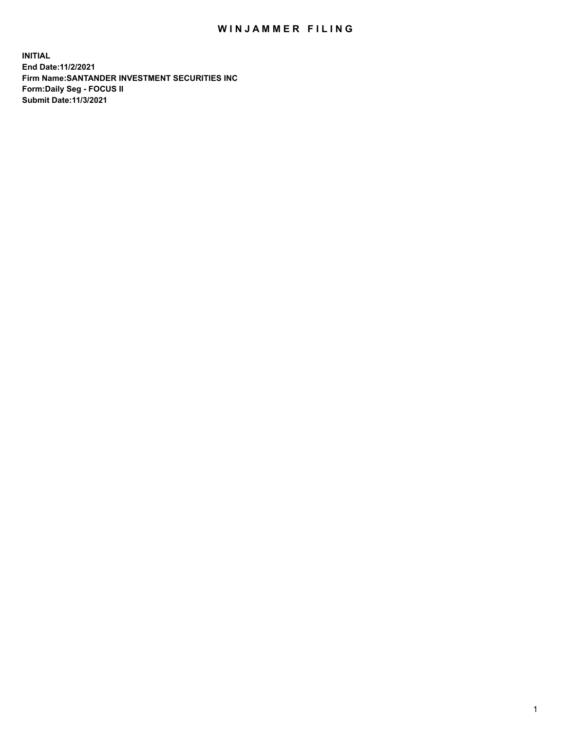# WINJAMMER FILING

**INITIAL**
**End Date:11/2/2021**
**Firm Name:SANTANDER INVESTMENT SECURITIES INC**
**Form:Daily Seg - FOCUS II**
**Submit Date:11/3/2021**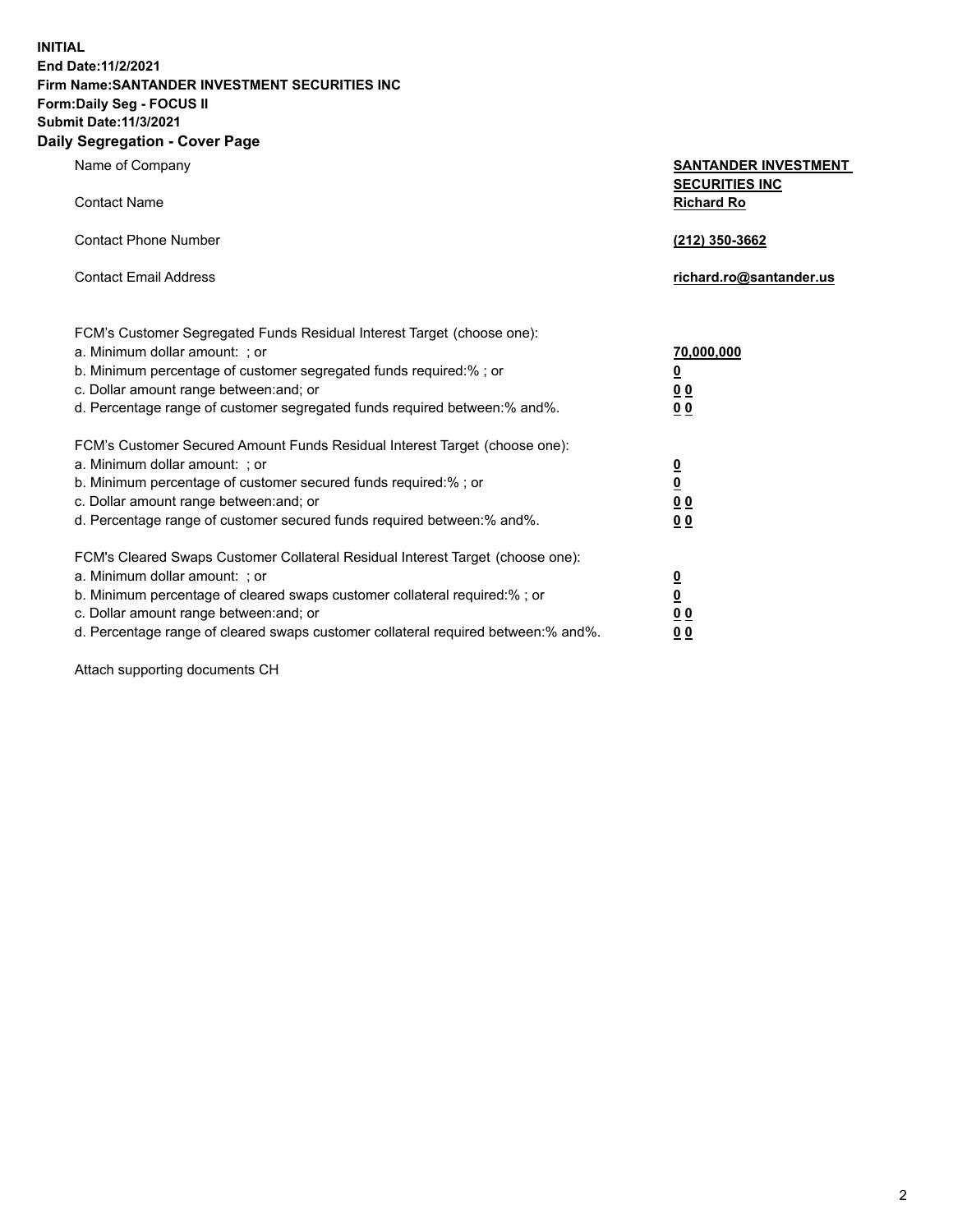**INITIAL**
**End Date:11/2/2021**
**Firm Name:SANTANDER INVESTMENT SECURITIES INC**
**Form:Daily Seg - FOCUS II**
**Submit Date:11/3/2021**

## Daily Segregation - Cover Page

| | |
|---|---|
| Name of Company | **SANTANDER INVESTMENT SECURITIES INC** |
| Contact Name | **Richard Ro** |
| Contact Phone Number | **(212) 350-3662** |
| Contact Email Address | **richard.ro@santander.us** |

| | |
|---|---|
| FCM's Customer Segregated Funds Residual Interest Target (choose one): | |
| a. Minimum dollar amount: ; or | **70,000,000** |
| b. Minimum percentage of customer segregated funds required:% ; or | **0** |
| c. Dollar amount range between:and; or | **0 0** |
| d. Percentage range of customer segregated funds required between:% and%. | **0 0** |
| FCM's Customer Secured Amount Funds Residual Interest Target (choose one): | |
| a. Minimum dollar amount: ; or | **0** |
| b. Minimum percentage of customer secured funds required:% ; or | **0** |
| c. Dollar amount range between:and; or | **0 0** |
| d. Percentage range of customer secured funds required between:% and%. | **0 0** |
| FCM's Cleared Swaps Customer Collateral Residual Interest Target (choose one): | |
| a. Minimum dollar amount: ; or | **0** |
| b. Minimum percentage of cleared swaps customer collateral required:% ; or | **0** |
| c. Dollar amount range between:and; or | **0 0** |
| d. Percentage range of cleared swaps customer collateral required between:% and%. | **0 0** |

Attach supporting documents CH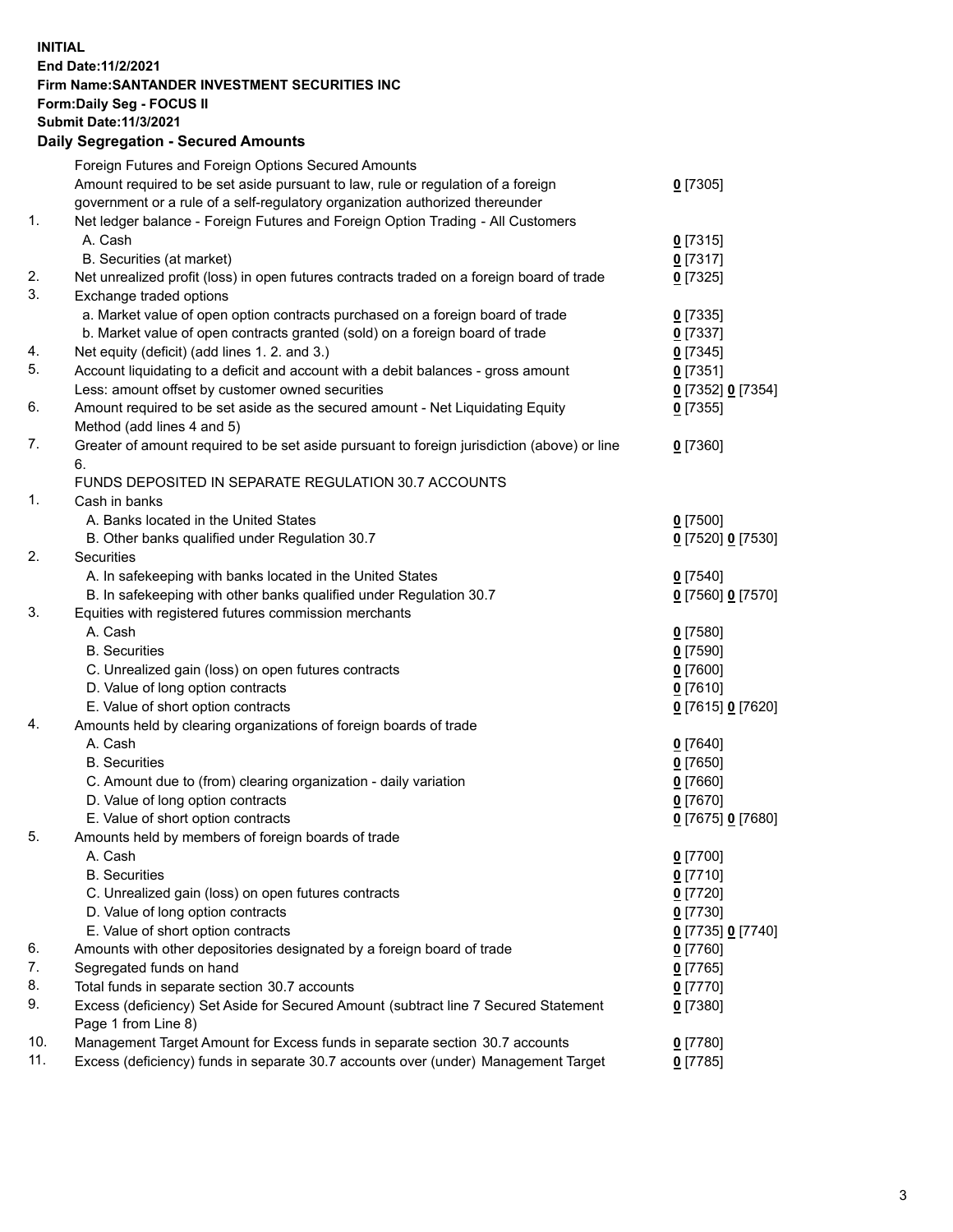**INITIAL**
**End Date:11/2/2021**
**Firm Name:SANTANDER INVESTMENT SECURITIES INC**
**Form:Daily Seg - FOCUS II**
**Submit Date:11/3/2021**

## Daily Segregation - Secured Amounts

| | | |
|---|---|---|
| | Foreign Futures and Foreign Options Secured Amounts | |
| | Amount required to be set aside pursuant to law, rule or regulation of a foreign government or a rule of a self-regulatory organization authorized thereunder | 0 [7305] |
| 1. | Net ledger balance - Foreign Futures and Foreign Option Trading - All Customers | |
| | A. Cash | 0 [7315] |
| | B. Securities (at market) | 0 [7317] |
| 2. | Net unrealized profit (loss) in open futures contracts traded on a foreign board of trade | 0 [7325] |
| 3. | Exchange traded options | |
| | a. Market value of open option contracts purchased on a foreign board of trade | 0 [7335] |
| | b. Market value of open contracts granted (sold) on a foreign board of trade | 0 [7337] |
| 4. | Net equity (deficit) (add lines 1. 2. and 3.) | 0 [7345] |
| 5. | Account liquidating to a deficit and account with a debit balances - gross amount | 0 [7351] |
| | Less: amount offset by customer owned securities | 0 [7352] 0 [7354] |
| 6. | Amount required to be set aside as the secured amount - Net Liquidating Equity Method (add lines 4 and 5) | 0 [7355] |
| 7. | Greater of amount required to be set aside pursuant to foreign jurisdiction (above) or line 6. | 0 [7360] |
| | FUNDS DEPOSITED IN SEPARATE REGULATION 30.7 ACCOUNTS | |
| 1. | Cash in banks | |
| | A. Banks located in the United States | 0 [7500] |
| | B. Other banks qualified under Regulation 30.7 | 0 [7520] 0 [7530] |
| 2. | Securities | |
| | A. In safekeeping with banks located in the United States | 0 [7540] |
| | B. In safekeeping with other banks qualified under Regulation 30.7 | 0 [7560] 0 [7570] |
| 3. | Equities with registered futures commission merchants | |
| | A. Cash | 0 [7580] |
| | B. Securities | 0 [7590] |
| | C. Unrealized gain (loss) on open futures contracts | 0 [7600] |
| | D. Value of long option contracts | 0 [7610] |
| | E. Value of short option contracts | 0 [7615] 0 [7620] |
| 4. | Amounts held by clearing organizations of foreign boards of trade | |
| | A. Cash | 0 [7640] |
| | B. Securities | 0 [7650] |
| | C. Amount due to (from) clearing organization - daily variation | 0 [7660] |
| | D. Value of long option contracts | 0 [7670] |
| | E. Value of short option contracts | 0 [7675] 0 [7680] |
| 5. | Amounts held by members of foreign boards of trade | |
| | A. Cash | 0 [7700] |
| | B. Securities | 0 [7710] |
| | C. Unrealized gain (loss) on open futures contracts | 0 [7720] |
| | D. Value of long option contracts | 0 [7730] |
| | E. Value of short option contracts | 0 [7735] 0 [7740] |
| 6. | Amounts with other depositories designated by a foreign board of trade | 0 [7760] |
| 7. | Segregated funds on hand | 0 [7765] |
| 8. | Total funds in separate section 30.7 accounts | 0 [7770] |
| 9. | Excess (deficiency) Set Aside for Secured Amount (subtract line 7 Secured Statement Page 1 from Line 8) | 0 [7380] |
| 10. | Management Target Amount for Excess funds in separate section 30.7 accounts | 0 [7780] |
| 11. | Excess (deficiency) funds in separate 30.7 accounts over (under) Management Target | 0 [7785] |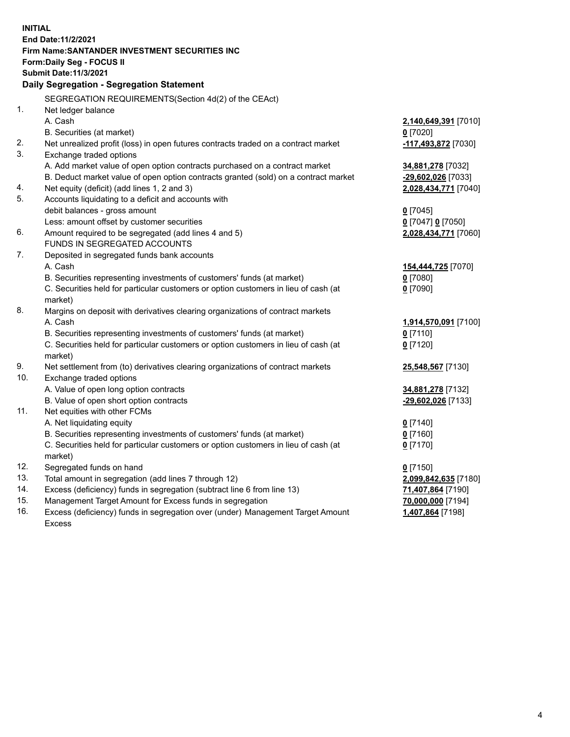**INITIAL**
**End Date:11/2/2021**
**Firm Name:SANTANDER INVESTMENT SECURITIES INC**
**Form:Daily Seg - FOCUS II**
**Submit Date:11/3/2021**

## Daily Segregation - Segregation Statement

| | | |
|---|---|---|
| | SEGREGATION REQUIREMENTS(Section 4d(2) of the CEAct) | |
| 1. | Net ledger balance | |
| | A. Cash | **2,140,649,391** [7010] |
| | B. Securities (at market) | **0** [7020] |
| 2. | Net unrealized profit (loss) in open futures contracts traded on a contract market | **-117,493,872** [7030] |
| 3. | Exchange traded options | |
| | A. Add market value of open option contracts purchased on a contract market | **34,881,278** [7032] |
| | B. Deduct market value of open option contracts granted (sold) on a contract market | **-29,602,026** [7033] |
| 4. | Net equity (deficit) (add lines 1, 2 and 3) | **2,028,434,771** [7040] |
| 5. | Accounts liquidating to a deficit and accounts with | |
| | debit balances - gross amount | **0** [7045] |
| | Less: amount offset by customer securities | **0** [7047] **0** [7050] |
| 6. | Amount required to be segregated (add lines 4 and 5) | **2,028,434,771** [7060] |
| | FUNDS IN SEGREGATED ACCOUNTS | |
| 7. | Deposited in segregated funds bank accounts | |
| | A. Cash | **154,444,725** [7070] |
| | B. Securities representing investments of customers' funds (at market) | **0** [7080] |
| | C. Securities held for particular customers or option customers in lieu of cash (at market) | **0** [7090] |
| 8. | Margins on deposit with derivatives clearing organizations of contract markets | |
| | A. Cash | **1,914,570,091** [7100] |
| | B. Securities representing investments of customers' funds (at market) | **0** [7110] |
| | C. Securities held for particular customers or option customers in lieu of cash (at market) | **0** [7120] |
| 9. | Net settlement from (to) derivatives clearing organizations of contract markets | **25,548,567** [7130] |
| 10. | Exchange traded options | |
| | A. Value of open long option contracts | **34,881,278** [7132] |
| | B. Value of open short option contracts | **-29,602,026** [7133] |
| 11. | Net equities with other FCMs | |
| | A. Net liquidating equity | **0** [7140] |
| | B. Securities representing investments of customers' funds (at market) | **0** [7160] |
| | C. Securities held for particular customers or option customers in lieu of cash (at market) | **0** [7170] |
| 12. | Segregated funds on hand | **0** [7150] |
| 13. | Total amount in segregation (add lines 7 through 12) | **2,099,842,635** [7180] |
| 14. | Excess (deficiency) funds in segregation (subtract line 6 from line 13) | **71,407,864** [7190] |
| 15. | Management Target Amount for Excess funds in segregation | **70,000,000** [7194] |
| 16. | Excess (deficiency) funds in segregation over (under) Management Target Amount Excess | **1,407,864** [7198] |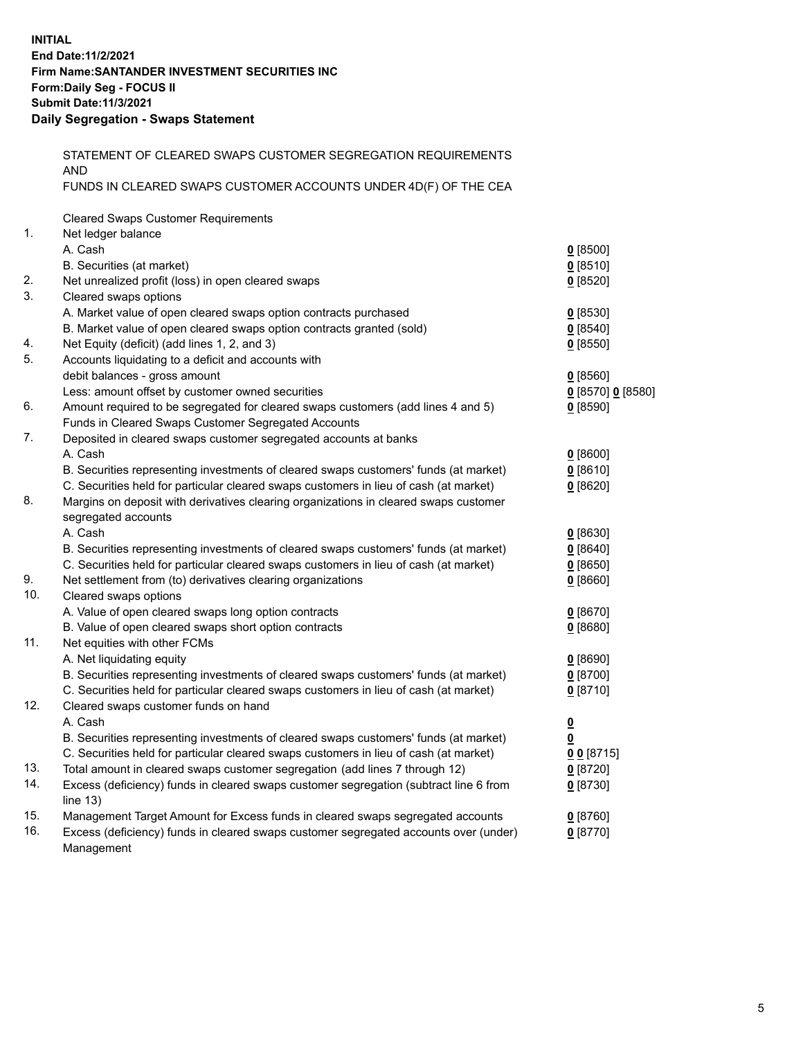**INITIAL**
**End Date:11/2/2021**
**Firm Name:SANTANDER INVESTMENT SECURITIES INC**
**Form:Daily Seg - FOCUS II**
**Submit Date:11/3/2021**
**Daily Segregation - Swaps Statement**

STATEMENT OF CLEARED SWAPS CUSTOMER SEGREGATION REQUIREMENTS AND
FUNDS IN CLEARED SWAPS CUSTOMER ACCOUNTS UNDER 4D(F) OF THE CEA

| | | |
|---|---|---|
| | Cleared Swaps Customer Requirements | |
| 1. | Net ledger balance | |
| | A. Cash | 0 [8500] |
| | B. Securities (at market) | 0 [8510] |
| 2. | Net unrealized profit (loss) in open cleared swaps | 0 [8520] |
| 3. | Cleared swaps options | |
| | A. Market value of open cleared swaps option contracts purchased | 0 [8530] |
| | B. Market value of open cleared swaps option contracts granted (sold) | 0 [8540] |
| 4. | Net Equity (deficit) (add lines 1, 2, and 3) | 0 [8550] |
| 5. | Accounts liquidating to a deficit and accounts with debit balances - gross amount | 0 [8560] |
| | Less: amount offset by customer owned securities | 0 [8570] 0 [8580] |
| 6. | Amount required to be segregated for cleared swaps customers (add lines 4 and 5) | 0 [8590] |
| | Funds in Cleared Swaps Customer Segregated Accounts | |
| 7. | Deposited in cleared swaps customer segregated accounts at banks | |
| | A. Cash | 0 [8600] |
| | B. Securities representing investments of cleared swaps customers' funds (at market) | 0 [8610] |
| | C. Securities held for particular cleared swaps customers in lieu of cash (at market) | 0 [8620] |
| 8. | Margins on deposit with derivatives clearing organizations in cleared swaps customer segregated accounts | |
| | A. Cash | 0 [8630] |
| | B. Securities representing investments of cleared swaps customers' funds (at market) | 0 [8640] |
| | C. Securities held for particular cleared swaps customers in lieu of cash (at market) | 0 [8650] |
| 9. | Net settlement from (to) derivatives clearing organizations | 0 [8660] |
| 10. | Cleared swaps options | |
| | A. Value of open cleared swaps long option contracts | 0 [8670] |
| | B. Value of open cleared swaps short option contracts | 0 [8680] |
| 11. | Net equities with other FCMs | |
| | A. Net liquidating equity | 0 [8690] |
| | B. Securities representing investments of cleared swaps customers' funds (at market) | 0 [8700] |
| | C. Securities held for particular cleared swaps customers in lieu of cash (at market) | 0 [8710] |
| 12. | Cleared swaps customer funds on hand | |
| | A. Cash | 0 |
| | B. Securities representing investments of cleared swaps customers' funds (at market) | 0 |
| | C. Securities held for particular cleared swaps customers in lieu of cash (at market) | 0 0 [8715] |
| 13. | Total amount in cleared swaps customer segregation (add lines 7 through 12) | 0 [8720] |
| 14. | Excess (deficiency) funds in cleared swaps customer segregation (subtract line 6 from line 13) | 0 [8730] |
| 15. | Management Target Amount for Excess funds in cleared swaps segregated accounts | 0 [8760] |
| 16. | Excess (deficiency) funds in cleared swaps customer segregated accounts over (under) Management | 0 [8770] |